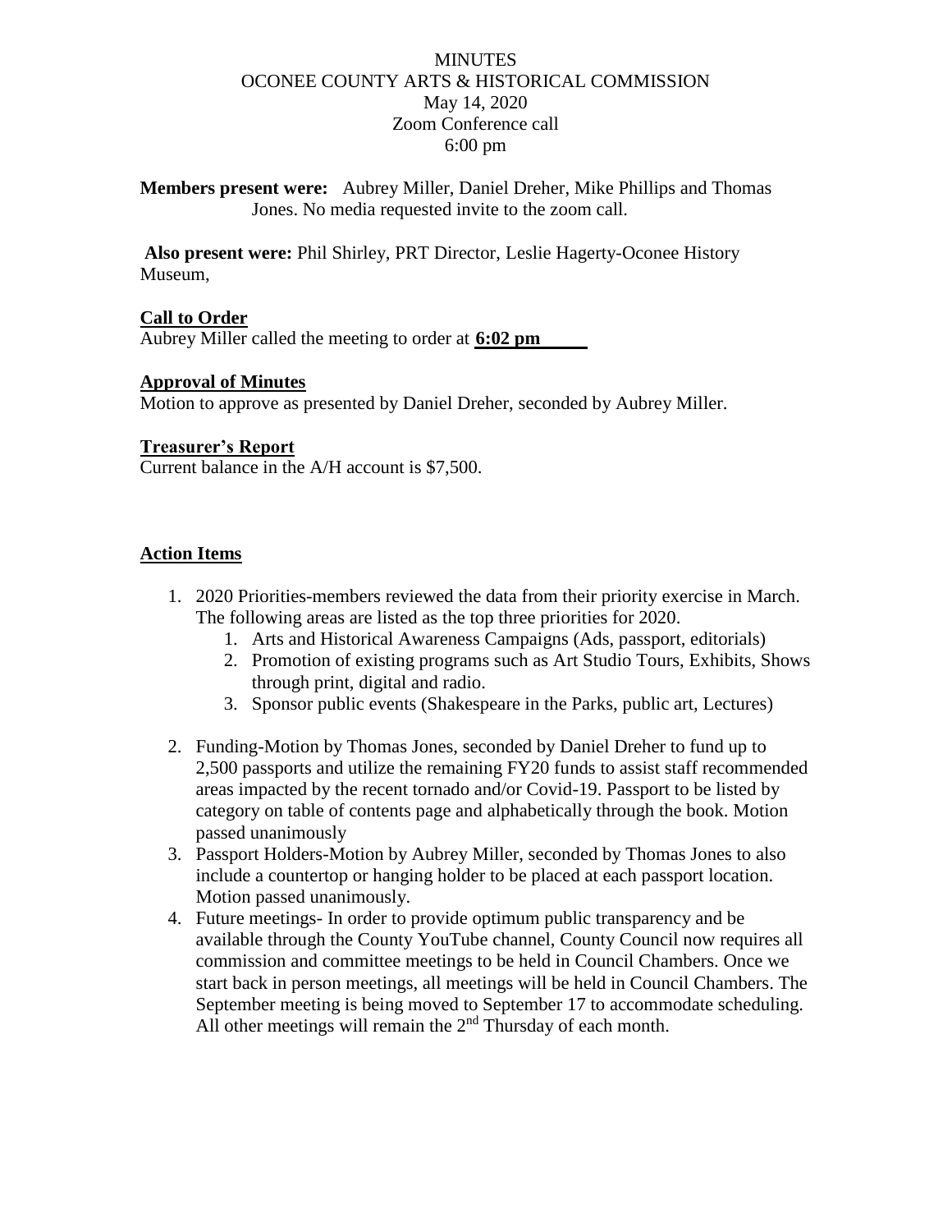MINUTES
OCONEE COUNTY ARTS & HISTORICAL COMMISSION
May 14, 2020
Zoom Conference call
6:00 pm

**Members present were:** Aubrey Miller, Daniel Dreher, Mike Phillips and Thomas Jones. No media requested invite to the zoom call.

**Also present were:** Phil Shirley, PRT Director, Leslie Hagerty-Oconee History Museum,

## Call to Order

Aubrey Miller called the meeting to order at **6:02 pm**

## Approval of Minutes

Motion to approve as presented by Daniel Dreher, seconded by Aubrey Miller.

## Treasurer's Report

Current balance in the A/H account is $7,500.

## Action Items

1. 2020 Priorities-members reviewed the data from their priority exercise in March. The following areas are listed as the top three priorities for 2020.
   1. Arts and Historical Awareness Campaigns (Ads, passport, editorials)
   2. Promotion of existing programs such as Art Studio Tours, Exhibits, Shows through print, digital and radio.
   3. Sponsor public events (Shakespeare in the Parks, public art, Lectures)
2. Funding-Motion by Thomas Jones, seconded by Daniel Dreher to fund up to 2,500 passports and utilize the remaining FY20 funds to assist staff recommended areas impacted by the recent tornado and/or Covid-19. Passport to be listed by category on table of contents page and alphabetically through the book. Motion passed unanimously
3. Passport Holders-Motion by Aubrey Miller, seconded by Thomas Jones to also include a countertop or hanging holder to be placed at each passport location. Motion passed unanimously.
4. Future meetings- In order to provide optimum public transparency and be available through the County YouTube channel, County Council now requires all commission and committee meetings to be held in Council Chambers. Once we start back in person meetings, all meetings will be held in Council Chambers. The September meeting is being moved to September 17 to accommodate scheduling. All other meetings will remain the 2nd Thursday of each month.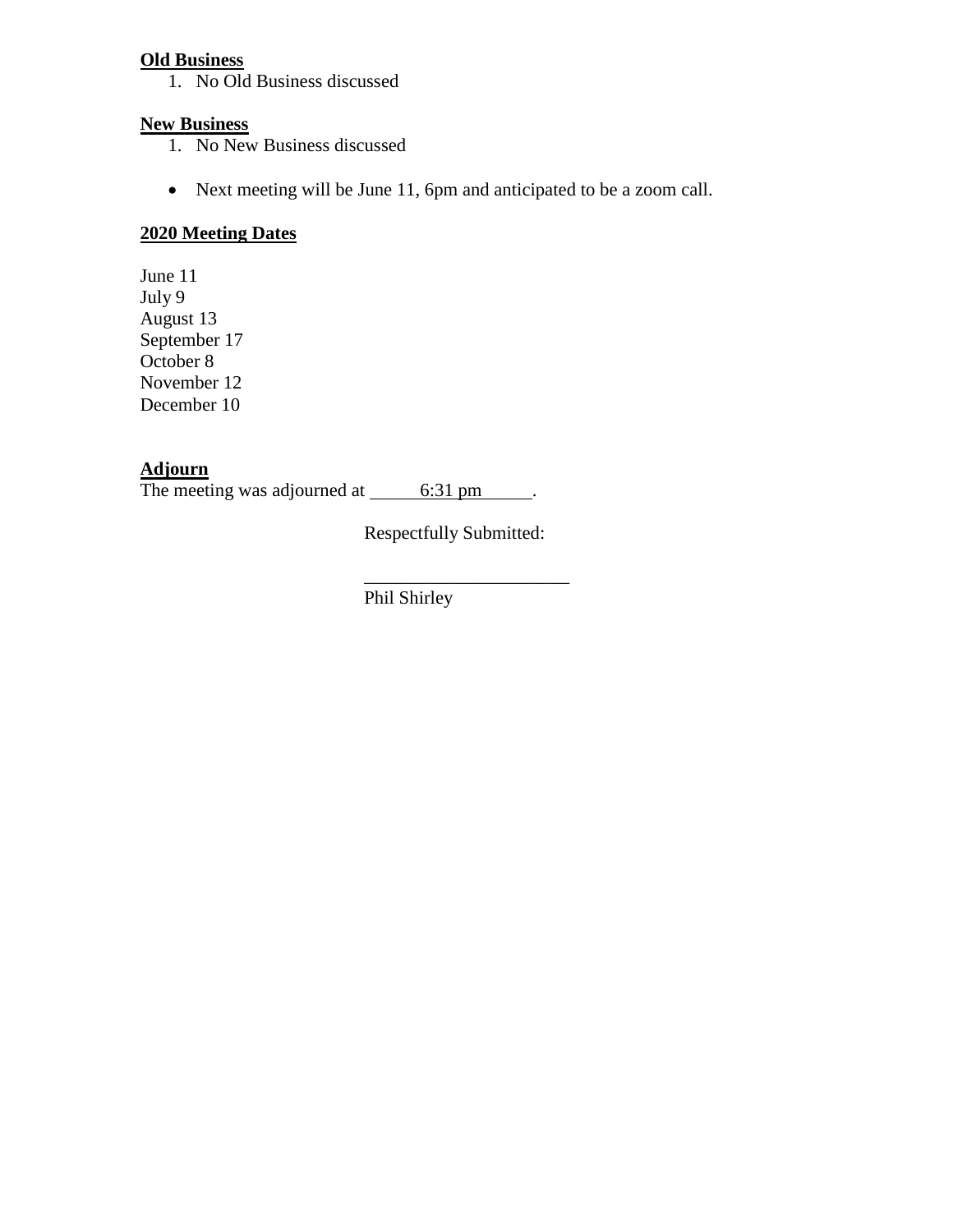**Old Business**

1. No Old Business discussed

**New Business**

1. No New Business discussed

- Next meeting will be June 11, 6pm and anticipated to be a zoom call.

**2020 Meeting Dates**

June 11
July 9
August 13
September 17
October 8
November 12
December 10

**Adjourn**

The meeting was adjourned at 6:31 pm.

Respectfully Submitted:

______________________
Phil Shirley